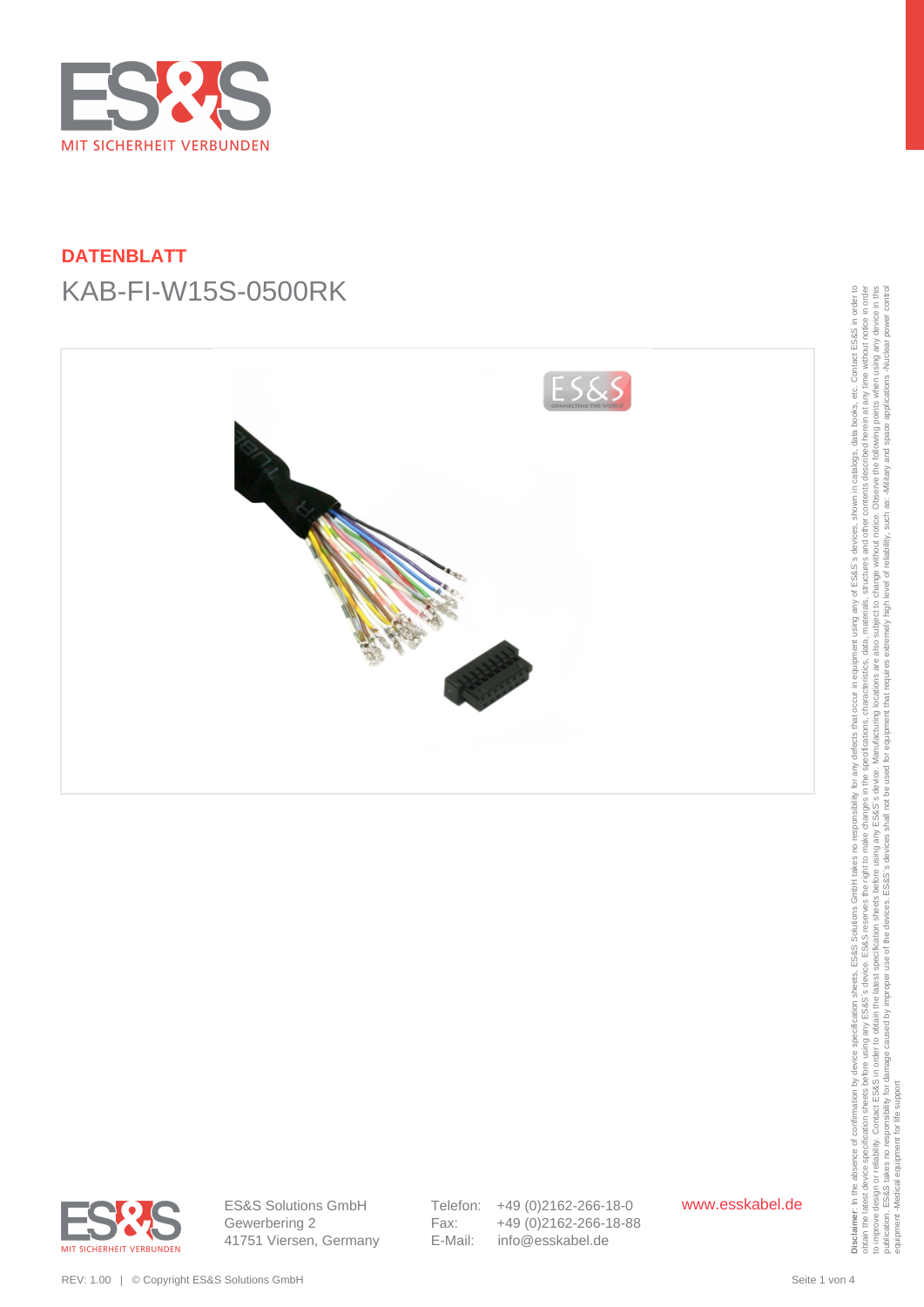**DATENBLATT**

# KAB-FI-W15S-0500RK

ES&S Solutions GmbH
Gewerbering 2
41751 Viersen, Germany

Telefon: +49 (0)2162-266-18-0
Fax: +49 (0)2162-266-18-88
E-Mail: info@esskabel.de

www.esskabel.de

REV: 1.00 | © Copyright ES&S Solutions GmbH

**Disclaimer**: In the absence of confirmation by device specification sheets, ES&S Solutions GmbH takes no responsibility for any defects that occur in equipment using any of ES&S´s devices, shown in catalogs, data books, etc. Contact ES&S in order to obtain the latest device specification sheets before using any ES&S´s device. ES&S reserves the right to make changes in the specifications, characteristics, data, materials, structures and other contents described herein at any time without notice in order to improve design or reliability. Contact ES&S in order to obtain the latest specification sheets before using any ES&S´s device. Manufacturing locations are also subject to change without notice. Observe the following points when using any device in this publication. ES&S takes no responsibility for damage caused by improper use of the devices. ES&S´s devices shall not be used for equipment that requires extremely high level of reliability, such as: -Military and space applications -Nuclear power control equipment -Medical equipment for life support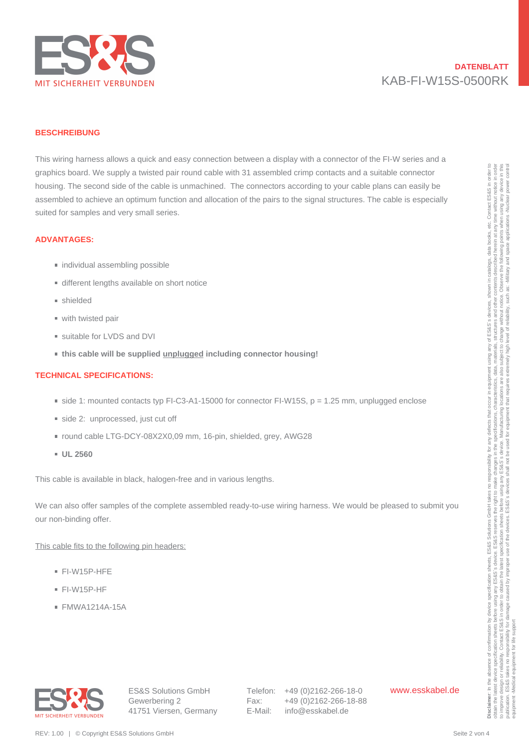# DATENBLATT
KAB-FI-W15S-0500RK

## BESCHREIBUNG

This wiring harness allows a quick and easy connection between a display with a connector of the FI-W series and a graphics board. We supply a twisted pair round cable with 31 assembled crimp contacts and a suitable connector housing. The second side of the cable is unmachined. The connectors according to your cable plans can easily be assembled to achieve an optimum function and allocation of the pairs to the signal structures. The cable is especially suited for samples and very small series.

## ADVANTAGES:

- individual assembling possible
- different lengths available on short notice
- shielded
- with twisted pair
- suitable for LVDS and DVI
- **this cable will be supplied <u>unplugged</u> including connector housing!**

## TECHNICAL SPECIFICATIONS:

- side 1: mounted contacts typ FI-C3-A1-15000 for connector FI-W15S, p = 1.25 mm, unplugged enclose
- side 2: unprocessed, just cut off
- round cable LTG-DCY-08X2X0,09 mm, 16-pin, shielded, grey, AWG28
- **UL 2560**

This cable is available in black, halogen-free and in various lengths.

We can also offer samples of the complete assembled ready-to-use wiring harness. We would be pleased to submit you our non-binding offer.

<u>This cable fits to the following pin headers:</u>

- FI-W15P-HFE
- FI-W15P-HF
- FMWA1214A-15A

**Disclaimer**: In the absence of confirmation by device specification sheets, ES&S Solutions GmbH takes no responsibility for any defects that occur in equipment using any of ES&S´s devices, shown in catalogs, data books, etc. Contact ES&S in order to obtain the latest device specification sheets before using any ES&S´s device. ES&S reserves the right to make changes in the specifications, characteristics, data, materials, structures and other contents described herein at any time without notice in order to improve design or reliability. Contact ES&S in order to obtain the latest specification sheets before using any ES&S´s device. Manufacturing locations are also subject to change without notice. Observe the following points when using any device in this publication. ES&S takes no responsibility for damage caused by improper use of the devices. ES&S´s devices shall not be used for equipment that requires extremely high level of reliability, such as: -Military and space applications -Nuclear power control equipment -Medical equipment for life support

ES&S Solutions GmbH
Gewerbering 2
41751 Viersen, Germany

Telefon: +49 (0)2162-266-18-0
Fax: +49 (0)2162-266-18-88
E-Mail: info@esskabel.de

www.esskabel.de

REV: 1.00 | © Copyright ES&S Solutions GmbH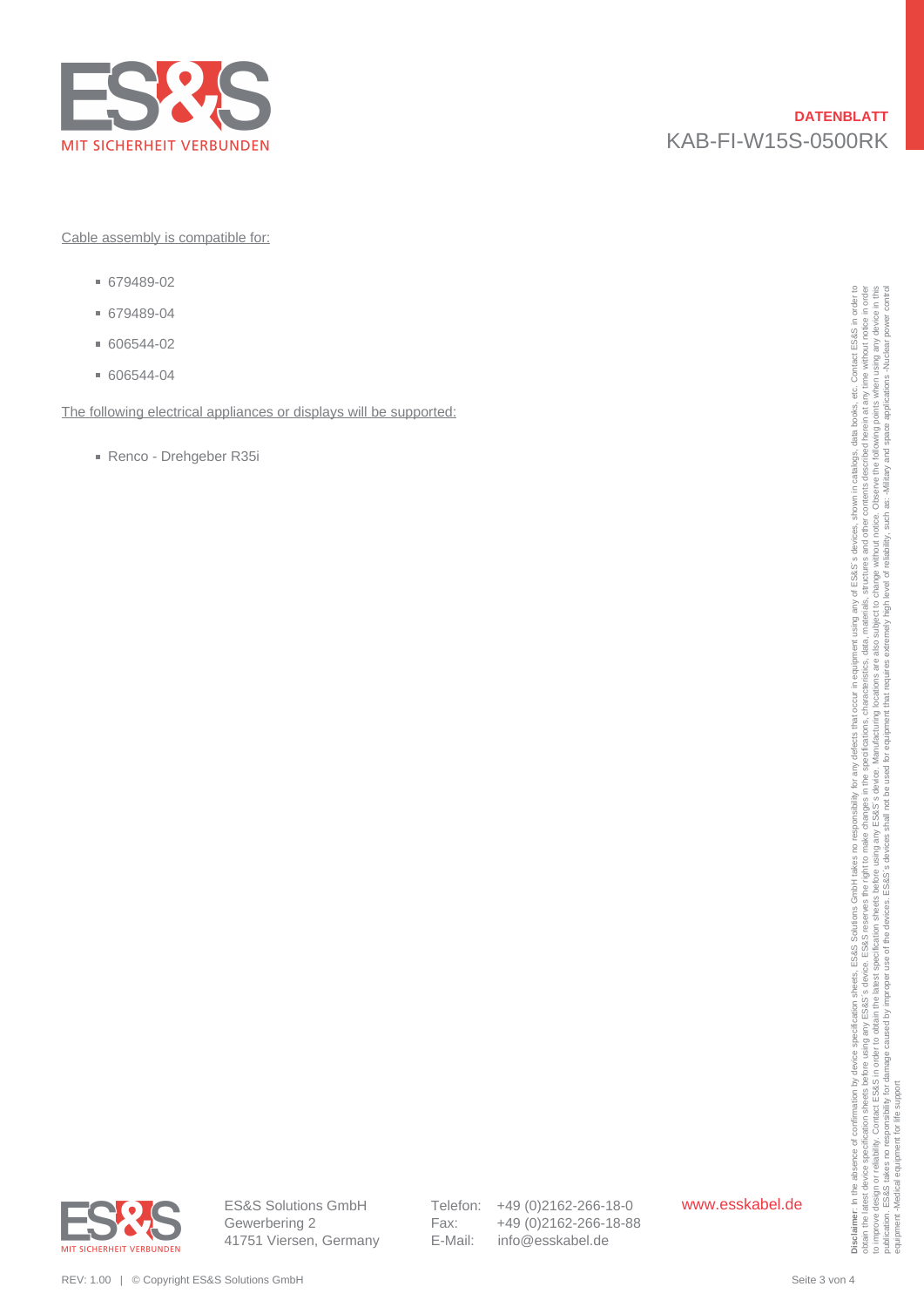Cable assembly is compatible for:

- 679489-02
- 679489-04
- 606544-02
- 606544-04

The following electrical appliances or displays will be supported:

- Renco - Drehgeber R35i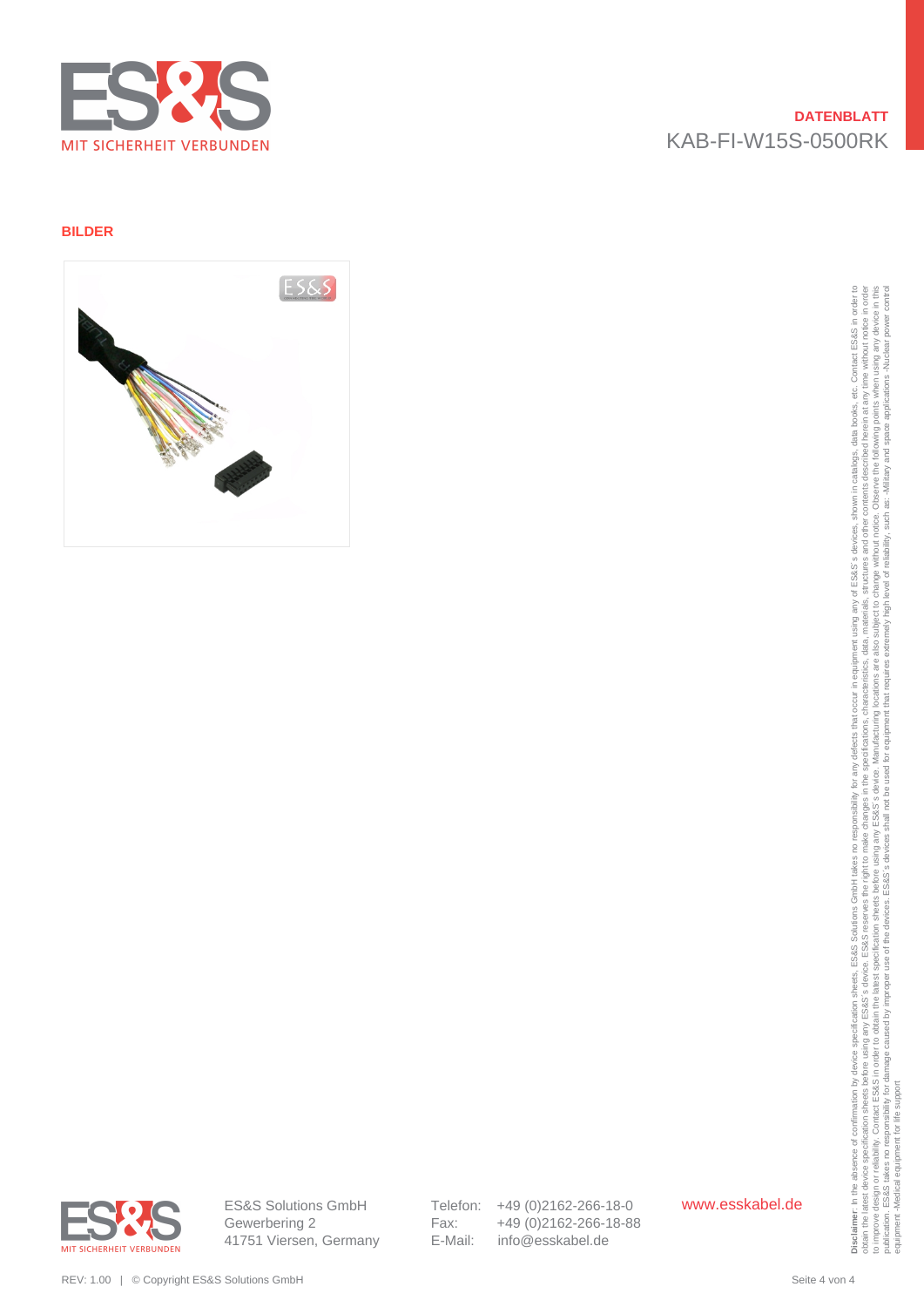**DATENBLATT**

KAB-FI-W15S-0500RK

## BILDER

ES&S Solutions GmbH
Gewerbering 2
41751 Viersen, Germany

Telefon: +49 (0)2162-266-18-0
Fax: +49 (0)2162-266-18-88
E-Mail: info@esskabel.de

www.esskabel.de

**Disclaimer**: In the absence of confirmation by device specification sheets, ES&S Solutions GmbH takes no responsibility for any defects that occur in equipment using any of ES&S´s devices, shown in catalogs, data books, etc. Contact ES&S in order to obtain the latest device specification sheets before using any ES&S´s device. ES&S reserves the right to make changes in the specifications, characteristics, data, materials, structures and other contents described herein at any time without notice in order to improve design or reliability. Contact ES&S in order to obtain the latest specification sheets before using any ES&S´s device. Manufacturing locations are also subject to change without notice. Observe the following points when using any device in this publication. ES&S takes no responsibility for damage caused by improper use of the devices. ES&S´s devices shall not be used for equipment that requires extremely high level of reliability, such as: -Military and space applications -Nuclear power control equipment -Medical equipment for life support

REV: 1.00 | © Copyright ES&S Solutions GmbH